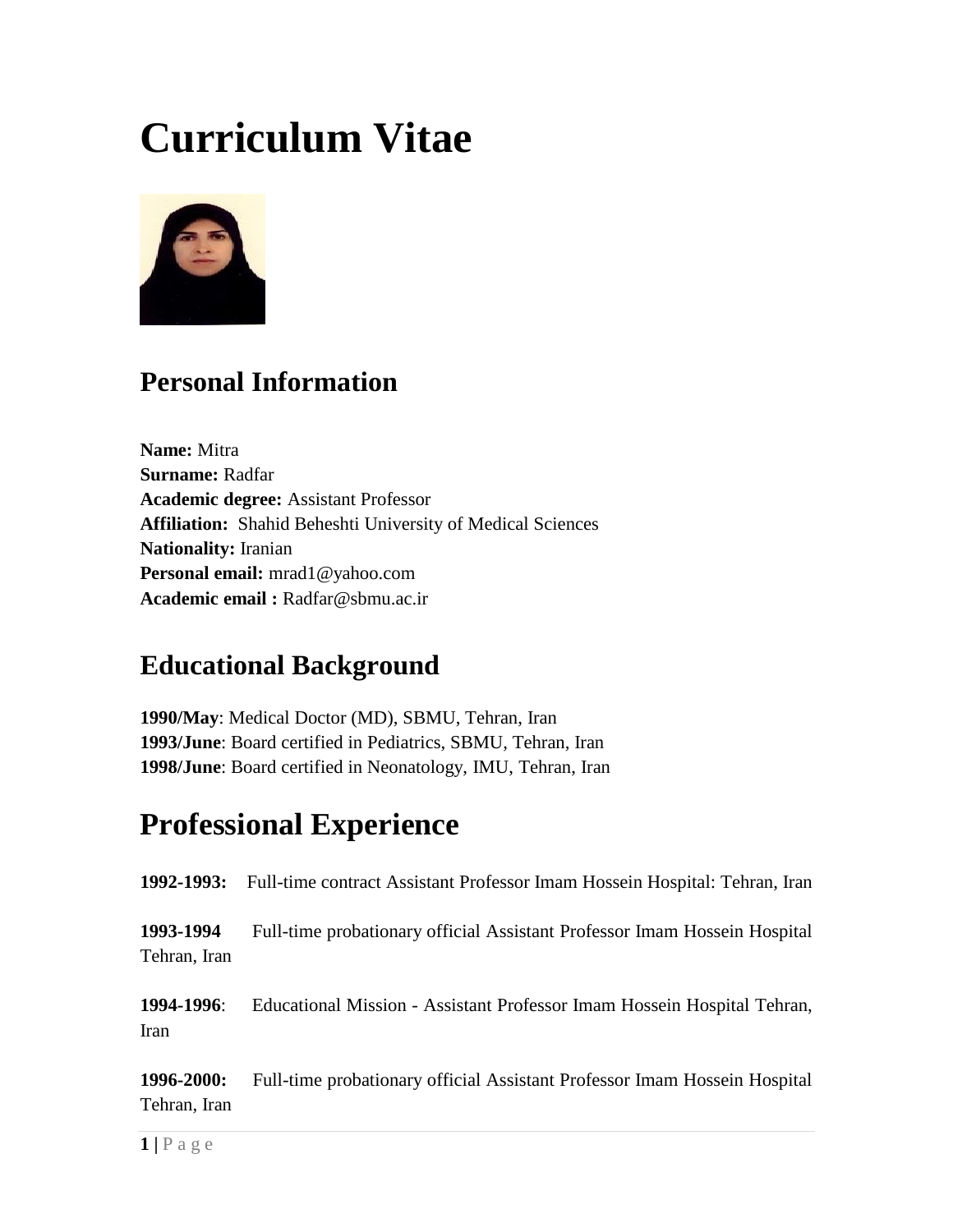# Curriculum Vitae

## Personal Information

**Name:** Mitra
**Surname:** Radfar
**Academic degree:** Assistant Professor
**Affiliation:** Shahid Beheshti University of Medical Sciences
**Nationality:** Iranian
**Personal email:** mrad1@yahoo.com
**Academic email :** Radfar@sbmu.ac.ir

## Educational Background

**1990/May**: Medical Doctor (MD), SBMU, Tehran, Iran
**1993/June**: Board certified in Pediatrics, SBMU, Tehran, Iran
**1998/June**: Board certified in Neonatology, IMU, Tehran, Iran

# Professional Experience

**1992-1993:** Full-time contract Assistant Professor Imam Hossein Hospital: Tehran, Iran

**1993-1994** Full-time probationary official Assistant Professor Imam Hossein Hospital Tehran, Iran

**1994-1996**: Educational Mission - Assistant Professor Imam Hossein Hospital Tehran, Iran

**1996-2000:** Full-time probationary official Assistant Professor Imam Hossein Hospital Tehran, Iran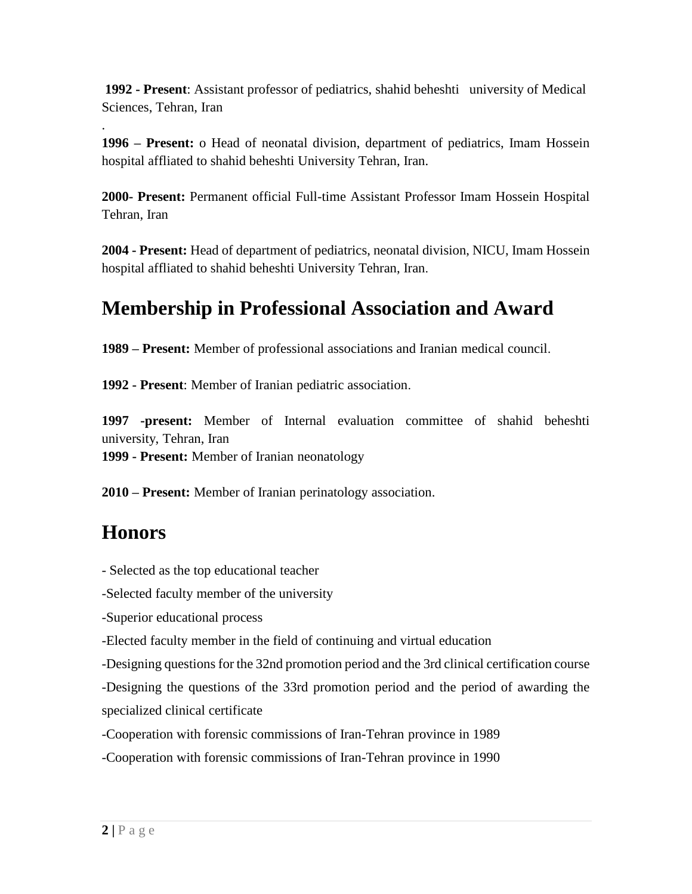**1992 - Present**: Assistant professor of pediatrics, shahid beheshti university of Medical Sciences, Tehran, Iran

.

**1996 – Present:** o Head of neonatal division, department of pediatrics, Imam Hossein hospital affliated to shahid beheshti University Tehran, Iran.

**2000- Present:** Permanent official Full-time Assistant Professor Imam Hossein Hospital Tehran, Iran

**2004 - Present:** Head of department of pediatrics, neonatal division, NICU, Imam Hossein hospital affliated to shahid beheshti University Tehran, Iran.

## Membership in Professional Association and Award

**1989 – Present:** Member of professional associations and Iranian medical council.

**1992 - Present**: Member of Iranian pediatric association.

**1997 -present:** Member of Internal evaluation committee of shahid beheshti university, Tehran, Iran
**1999 - Present:** Member of Iranian neonatology

**2010 – Present:** Member of Iranian perinatology association.

## Honors

- Selected as the top educational teacher

-Selected faculty member of the university

-Superior educational process

-Elected faculty member in the field of continuing and virtual education

-Designing questions for the 32nd promotion period and the 3rd clinical certification course

-Designing the questions of the 33rd promotion period and the period of awarding the specialized clinical certificate

-Cooperation with forensic commissions of Iran-Tehran province in 1989

-Cooperation with forensic commissions of Iran-Tehran province in 1990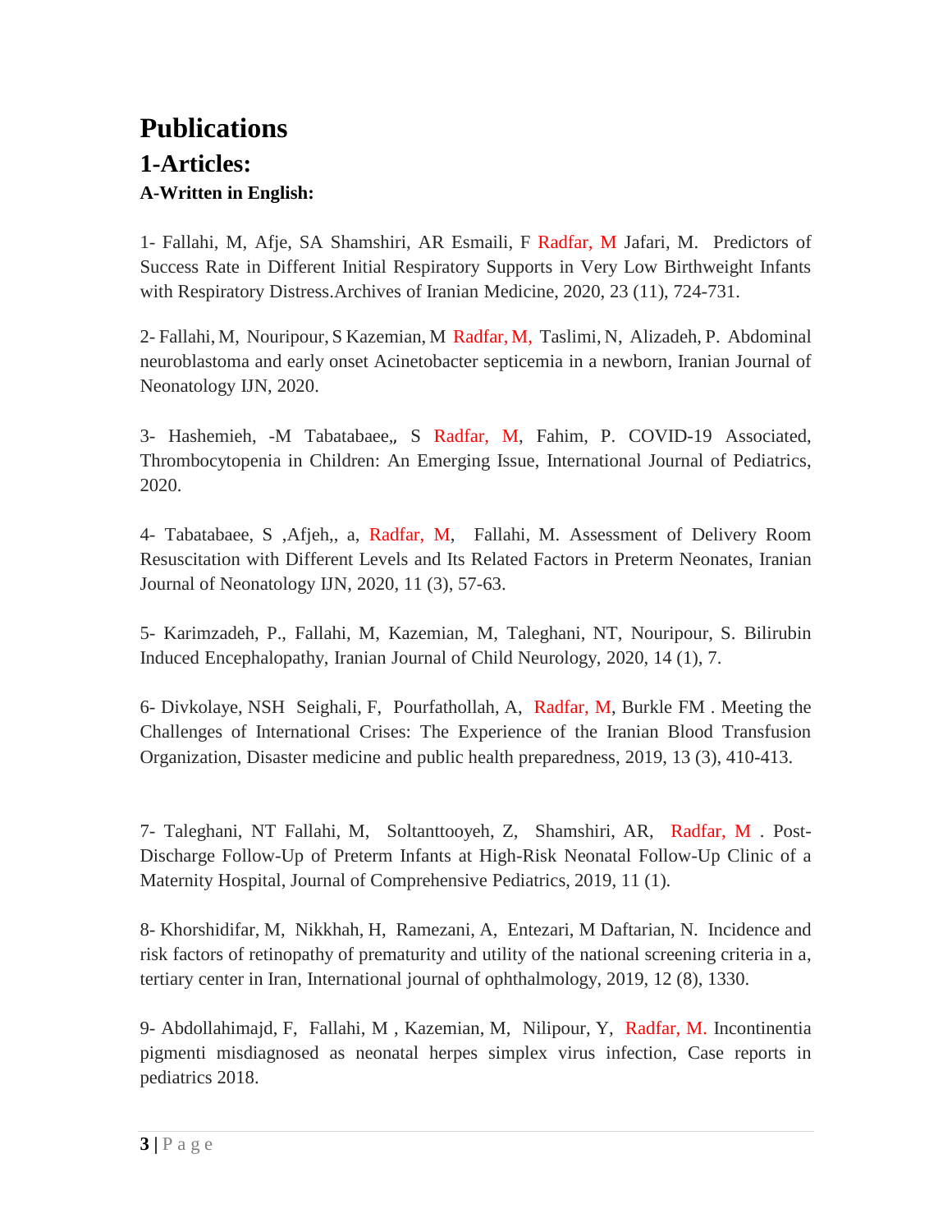# Publications

## 1-Articles:

### A-Written in English:

1- Fallahi, M, Afje, SA Shamshiri, AR Esmaili, F Radfar, M Jafari, M. Predictors of Success Rate in Different Initial Respiratory Supports in Very Low Birthweight Infants with Respiratory Distress.Archives of Iranian Medicine, 2020, 23 (11), 724-731.

2- Fallahi, M, Nouripour, S Kazemian, M Radfar, M, Taslimi, N, Alizadeh, P. Abdominal neuroblastoma and early onset Acinetobacter septicemia in a newborn, Iranian Journal of Neonatology IJN, 2020.

3- Hashemieh, -M Tabatabaee,, S Radfar, M, Fahim, P. COVID-19 Associated, Thrombocytopenia in Children: An Emerging Issue, International Journal of Pediatrics, 2020.

4- Tabatabaee, S ,Afjeh,, a, Radfar, M, Fallahi, M. Assessment of Delivery Room Resuscitation with Different Levels and Its Related Factors in Preterm Neonates, Iranian Journal of Neonatology IJN, 2020, 11 (3), 57-63.

5- Karimzadeh, P., Fallahi, M, Kazemian, M, Taleghani, NT, Nouripour, S. Bilirubin Induced Encephalopathy, Iranian Journal of Child Neurology, 2020, 14 (1), 7.

6- Divkolaye, NSH Seighali, F, Pourfathollah, A, Radfar, M, Burkle FM . Meeting the Challenges of International Crises: The Experience of the Iranian Blood Transfusion Organization, Disaster medicine and public health preparedness, 2019, 13 (3), 410-413.

7- Taleghani, NT Fallahi, M, Soltanttooyeh, Z, Shamshiri, AR, Radfar, M . Post-Discharge Follow-Up of Preterm Infants at High-Risk Neonatal Follow-Up Clinic of a Maternity Hospital, Journal of Comprehensive Pediatrics, 2019, 11 (1).

8- Khorshidifar, M, Nikkhah, H, Ramezani, A, Entezari, M Daftarian, N. Incidence and risk factors of retinopathy of prematurity and utility of the national screening criteria in a, tertiary center in Iran, International journal of ophthalmology, 2019, 12 (8), 1330.

9- Abdollahimajd, F, Fallahi, M , Kazemian, M, Nilipour, Y, Radfar, M. Incontinentia pigmenti misdiagnosed as neonatal herpes simplex virus infection, Case reports in pediatrics 2018.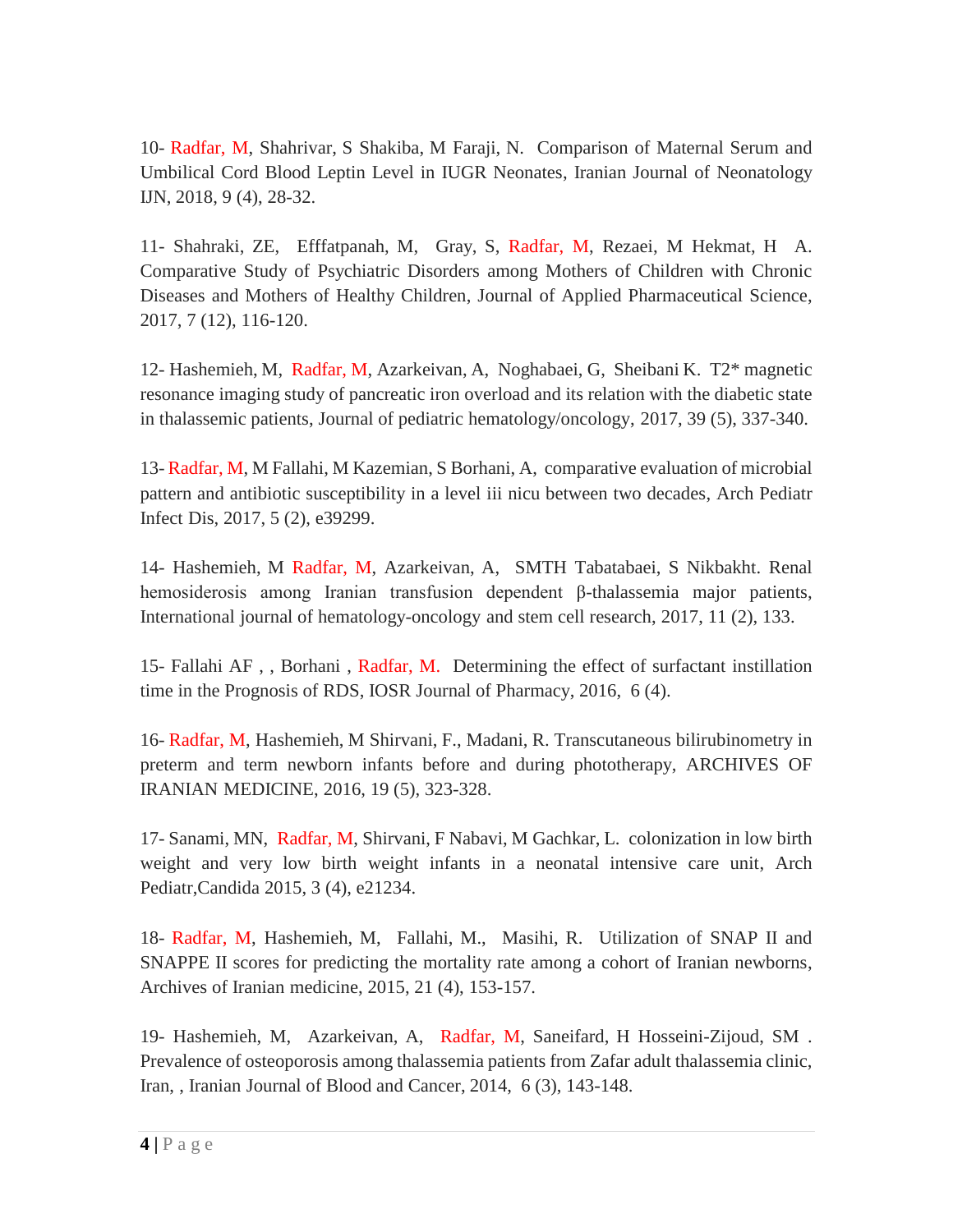10- Radfar, M, Shahrivar, S Shakiba, M Faraji, N. Comparison of Maternal Serum and Umbilical Cord Blood Leptin Level in IUGR Neonates, Iranian Journal of Neonatology IJN, 2018, 9 (4), 28-32.

11- Shahraki, ZE, Efffatpanah, M, Gray, S, Radfar, M, Rezaei, M Hekmat, H A. Comparative Study of Psychiatric Disorders among Mothers of Children with Chronic Diseases and Mothers of Healthy Children, Journal of Applied Pharmaceutical Science, 2017, 7 (12), 116-120.

12- Hashemieh, M, Radfar, M, Azarkeivan, A, Noghabaei, G, Sheibani K. T2* magnetic resonance imaging study of pancreatic iron overload and its relation with the diabetic state in thalassemic patients, Journal of pediatric hematology/oncology, 2017, 39 (5), 337-340.

13- Radfar, M, M Fallahi, M Kazemian, S Borhani, A, comparative evaluation of microbial pattern and antibiotic susceptibility in a level iii nicu between two decades, Arch Pediatr Infect Dis, 2017, 5 (2), e39299.

14- Hashemieh, M Radfar, M, Azarkeivan, A, SMTH Tabatabaei, S Nikbakht. Renal hemosiderosis among Iranian transfusion dependent β-thalassemia major patients, International journal of hematology-oncology and stem cell research, 2017, 11 (2), 133.

15- Fallahi AF , , Borhani , Radfar, M. Determining the effect of surfactant instillation time in the Prognosis of RDS, IOSR Journal of Pharmacy, 2016, 6 (4).

16- Radfar, M, Hashemieh, M Shirvani, F., Madani, R. Transcutaneous bilirubinometry in preterm and term newborn infants before and during phototherapy, ARCHIVES OF IRANIAN MEDICINE, 2016, 19 (5), 323-328.

17- Sanami, MN, Radfar, M, Shirvani, F Nabavi, M Gachkar, L. colonization in low birth weight and very low birth weight infants in a neonatal intensive care unit, Arch Pediatr,Candida 2015, 3 (4), e21234.

18- Radfar, M, Hashemieh, M, Fallahi, M., Masihi, R. Utilization of SNAP II and SNAPPE II scores for predicting the mortality rate among a cohort of Iranian newborns, Archives of Iranian medicine, 2015, 21 (4), 153-157.

19- Hashemieh, M, Azarkeivan, A, Radfar, M, Saneifard, H Hosseini-Zijoud, SM . Prevalence of osteoporosis among thalassemia patients from Zafar adult thalassemia clinic, Iran, , Iranian Journal of Blood and Cancer, 2014, 6 (3), 143-148.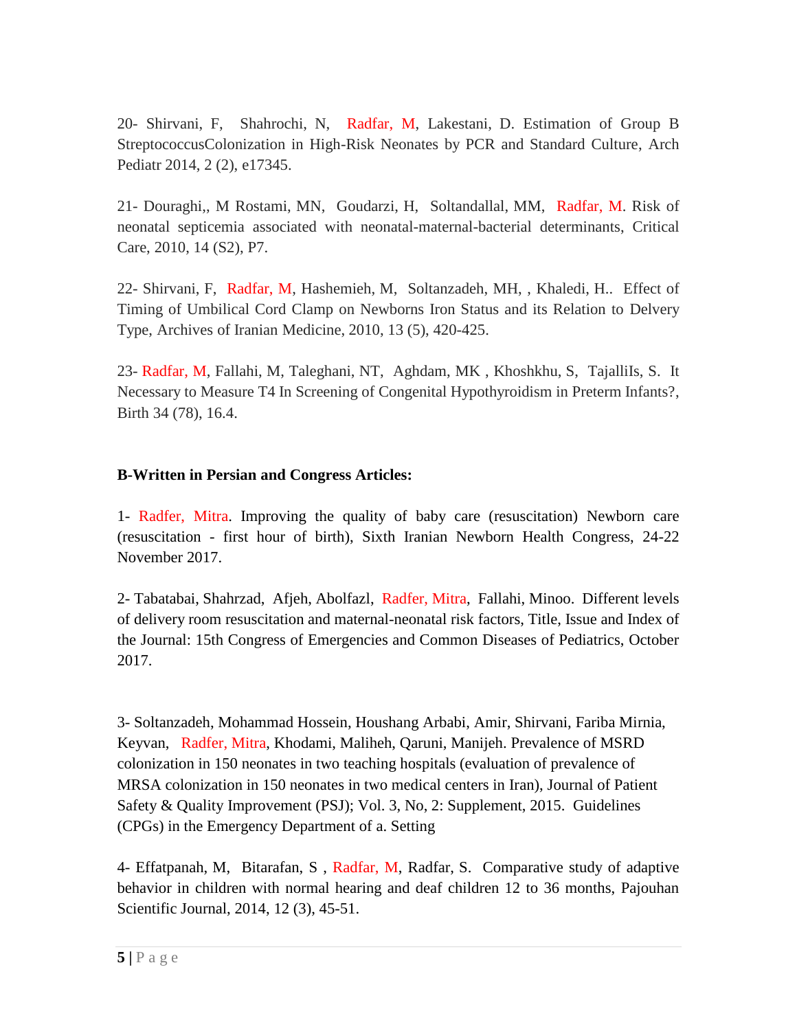20- Shirvani, F, Shahrochi, N, Radfar, M, Lakestani, D. Estimation of Group B StreptococcusColonization in High-Risk Neonates by PCR and Standard Culture, Arch Pediatr 2014, 2 (2), e17345.

21- Douraghi,, M Rostami, MN, Goudarzi, H, Soltandallal, MM, Radfar, M. Risk of neonatal septicemia associated with neonatal-maternal-bacterial determinants, Critical Care, 2010, 14 (S2), P7.

22- Shirvani, F, Radfar, M, Hashemieh, M, Soltanzadeh, MH, , Khaledi, H.. Effect of Timing of Umbilical Cord Clamp on Newborns Iron Status and its Relation to Delvery Type, Archives of Iranian Medicine, 2010, 13 (5), 420-425.

23- Radfar, M, Fallahi, M, Taleghani, NT, Aghdam, MK , Khoshkhu, S, TajalliIs, S. It Necessary to Measure T4 In Screening of Congenital Hypothyroidism in Preterm Infants?, Birth 34 (78), 16.4.

**B-Written in Persian and Congress Articles:**

1- Radfer, Mitra. Improving the quality of baby care (resuscitation) Newborn care (resuscitation - first hour of birth), Sixth Iranian Newborn Health Congress, 24-22 November 2017.

2- Tabatabai, Shahrzad, Afjeh, Abolfazl, Radfer, Mitra, Fallahi, Minoo. Different levels of delivery room resuscitation and maternal-neonatal risk factors, Title, Issue and Index of the Journal: 15th Congress of Emergencies and Common Diseases of Pediatrics, October 2017.

3- Soltanzadeh, Mohammad Hossein, Houshang Arbabi, Amir, Shirvani, Fariba Mirnia, Keyvan, Radfer, Mitra, Khodami, Maliheh, Qaruni, Manijeh. Prevalence of MSRD colonization in 150 neonates in two teaching hospitals (evaluation of prevalence of MRSA colonization in 150 neonates in two medical centers in Iran), Journal of Patient Safety & Quality Improvement (PSJ); Vol. 3, No, 2: Supplement, 2015. Guidelines (CPGs) in the Emergency Department of a. Setting

4- Effatpanah, M, Bitarafan, S , Radfar, M, Radfar, S. Comparative study of adaptive behavior in children with normal hearing and deaf children 12 to 36 months, Pajouhan Scientific Journal, 2014, 12 (3), 45-51.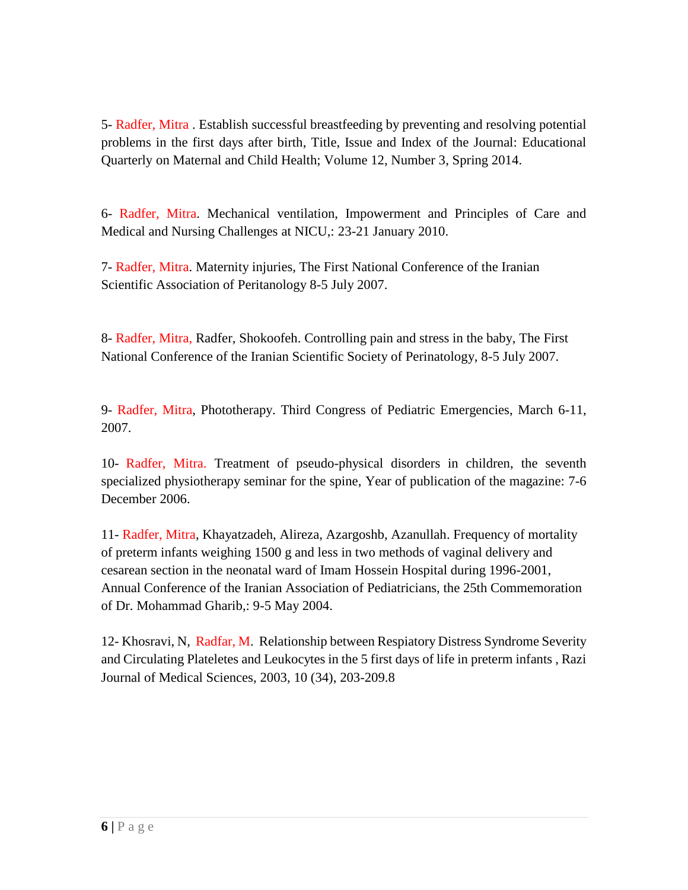5- Radfer, Mitra . Establish successful breastfeeding by preventing and resolving potential problems in the first days after birth, Title, Issue and Index of the Journal: Educational Quarterly on Maternal and Child Health; Volume 12, Number 3, Spring 2014.

6- Radfer, Mitra. Mechanical ventilation, Impowerment and Principles of Care and Medical and Nursing Challenges at NICU,: 23-21 January 2010.

7- Radfer, Mitra. Maternity injuries, The First National Conference of the Iranian Scientific Association of Peritanology 8-5 July 2007.

8- Radfer, Mitra, Radfer, Shokoofeh. Controlling pain and stress in the baby, The First National Conference of the Iranian Scientific Society of Perinatology, 8-5 July 2007.

9- Radfer, Mitra, Phototherapy. Third Congress of Pediatric Emergencies, March 6-11, 2007.

10- Radfer, Mitra. Treatment of pseudo-physical disorders in children, the seventh specialized physiotherapy seminar for the spine, Year of publication of the magazine: 7-6 December 2006.

11- Radfer, Mitra, Khayatzadeh, Alireza, Azargoshb, Azanullah. Frequency of mortality of preterm infants weighing 1500 g and less in two methods of vaginal delivery and cesarean section in the neonatal ward of Imam Hossein Hospital during 1996-2001, Annual Conference of the Iranian Association of Pediatricians, the 25th Commemoration of Dr. Mohammad Gharib,: 9-5 May 2004.

12- Khosravi, N, Radfar, M. Relationship between Respiatory Distress Syndrome Severity and Circulating Plateletes and Leukocytes in the 5 first days of life in preterm infants , Razi Journal of Medical Sciences, 2003, 10 (34), 203-209.8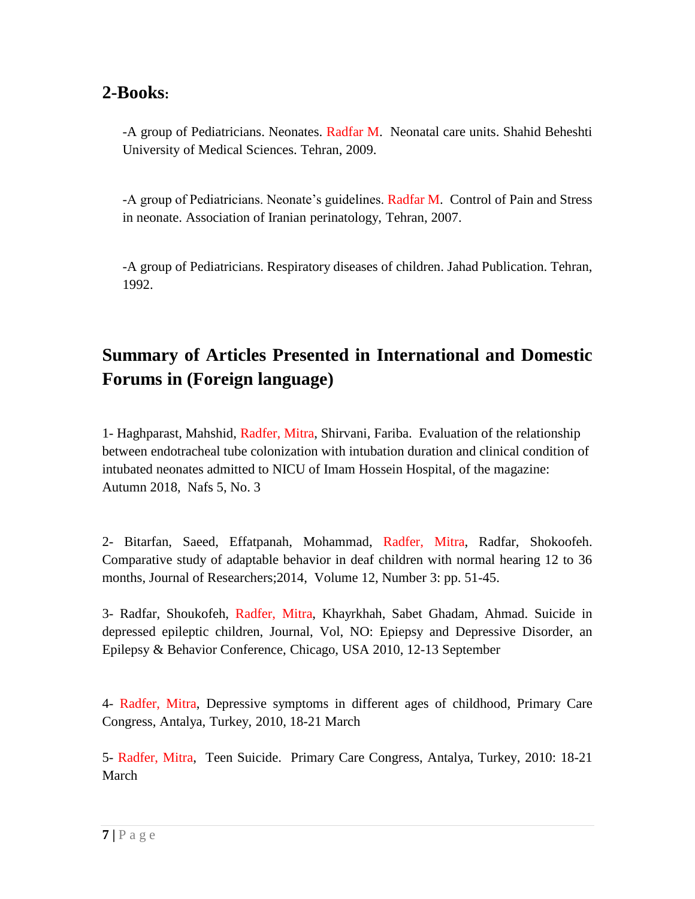## 2-Books:

-A group of Pediatricians. Neonates. Radfar M. Neonatal care units. Shahid Beheshti University of Medical Sciences. Tehran, 2009.

-A group of Pediatricians. Neonate's guidelines. Radfar M. Control of Pain and Stress in neonate. Association of Iranian perinatology, Tehran, 2007.

-A group of Pediatricians. Respiratory diseases of children. Jahad Publication. Tehran, 1992.

## Summary of Articles Presented in International and Domestic Forums in (Foreign language)

1- Haghparast, Mahshid, Radfer, Mitra, Shirvani, Fariba. Evaluation of the relationship between endotracheal tube colonization with intubation duration and clinical condition of intubated neonates admitted to NICU of Imam Hossein Hospital, of the magazine: Autumn 2018, Nafs 5, No. 3

2- Bitarfan, Saeed, Effatpanah, Mohammad, Radfer, Mitra, Radfar, Shokoofeh. Comparative study of adaptable behavior in deaf children with normal hearing 12 to 36 months, Journal of Researchers;2014, Volume 12, Number 3: pp. 51-45.

3- Radfar, Shoukofeh, Radfer, Mitra, Khayrkhah, Sabet Ghadam, Ahmad. Suicide in depressed epileptic children, Journal, Vol, NO: Epiepsy and Depressive Disorder, an Epilepsy & Behavior Conference, Chicago, USA 2010, 12-13 September

4- Radfer, Mitra, Depressive symptoms in different ages of childhood, Primary Care Congress, Antalya, Turkey, 2010, 18-21 March

5- Radfer, Mitra, Teen Suicide. Primary Care Congress, Antalya, Turkey, 2010: 18-21 March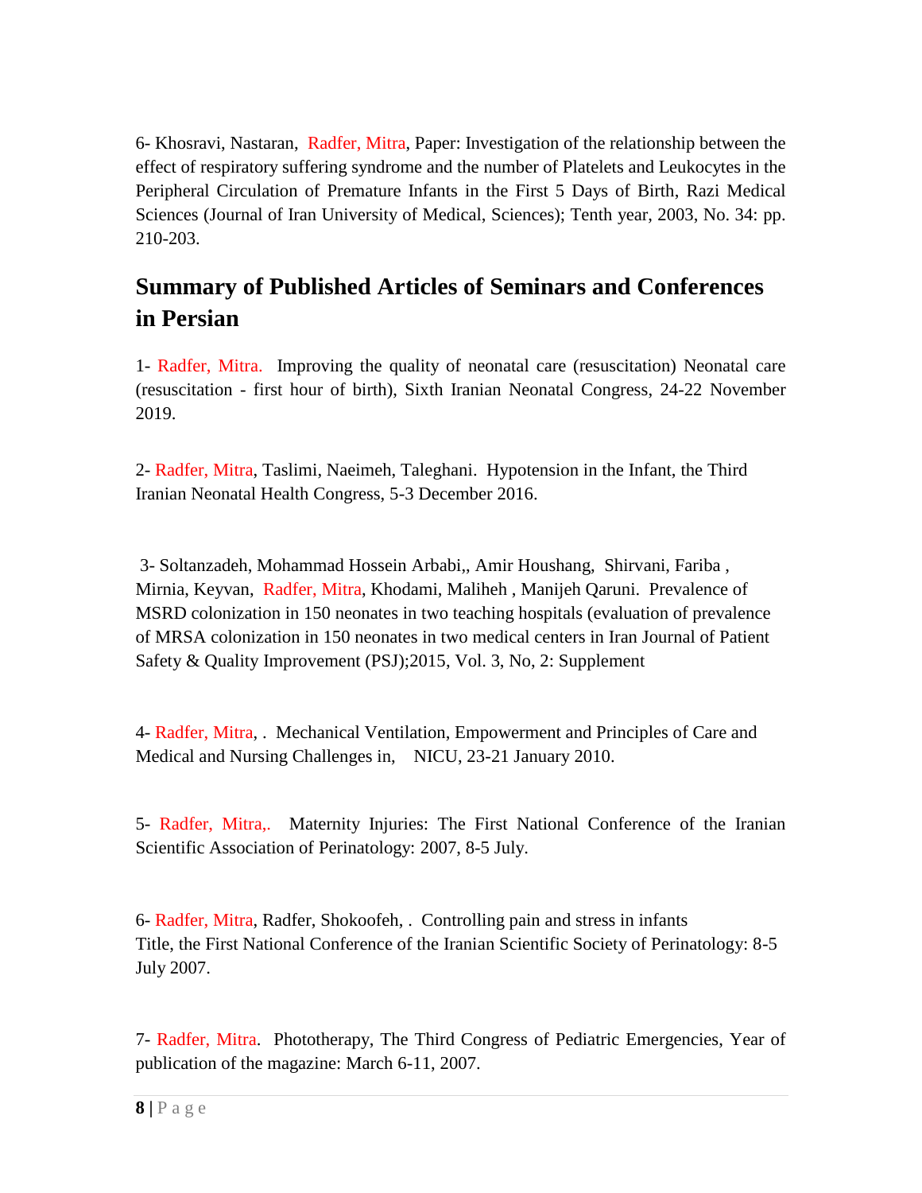6- Khosravi, Nastaran, Radfer, Mitra, Paper: Investigation of the relationship between the effect of respiratory suffering syndrome and the number of Platelets and Leukocytes in the Peripheral Circulation of Premature Infants in the First 5 Days of Birth, Razi Medical Sciences (Journal of Iran University of Medical, Sciences); Tenth year, 2003, No. 34: pp. 210-203.

## Summary of Published Articles of Seminars and Conferences in Persian

1- Radfer, Mitra. Improving the quality of neonatal care (resuscitation) Neonatal care (resuscitation - first hour of birth), Sixth Iranian Neonatal Congress, 24-22 November 2019.

2- Radfer, Mitra, Taslimi, Naeimeh, Taleghani. Hypotension in the Infant, the Third Iranian Neonatal Health Congress, 5-3 December 2016.

3- Soltanzadeh, Mohammad Hossein Arbabi,, Amir Houshang, Shirvani, Fariba , Mirnia, Keyvan, Radfer, Mitra, Khodami, Maliheh , Manijeh Qaruni. Prevalence of MSRD colonization in 150 neonates in two teaching hospitals (evaluation of prevalence of MRSA colonization in 150 neonates in two medical centers in Iran Journal of Patient Safety & Quality Improvement (PSJ);2015, Vol. 3, No, 2: Supplement

4- Radfer, Mitra, . Mechanical Ventilation, Empowerment and Principles of Care and Medical and Nursing Challenges in, NICU, 23-21 January 2010.

5- Radfer, Mitra,. Maternity Injuries: The First National Conference of the Iranian Scientific Association of Perinatology: 2007, 8-5 July.

6- Radfer, Mitra, Radfer, Shokoofeh, . Controlling pain and stress in infants Title, the First National Conference of the Iranian Scientific Society of Perinatology: 8-5 July 2007.

7- Radfer, Mitra. Phototherapy, The Third Congress of Pediatric Emergencies, Year of publication of the magazine: March 6-11, 2007.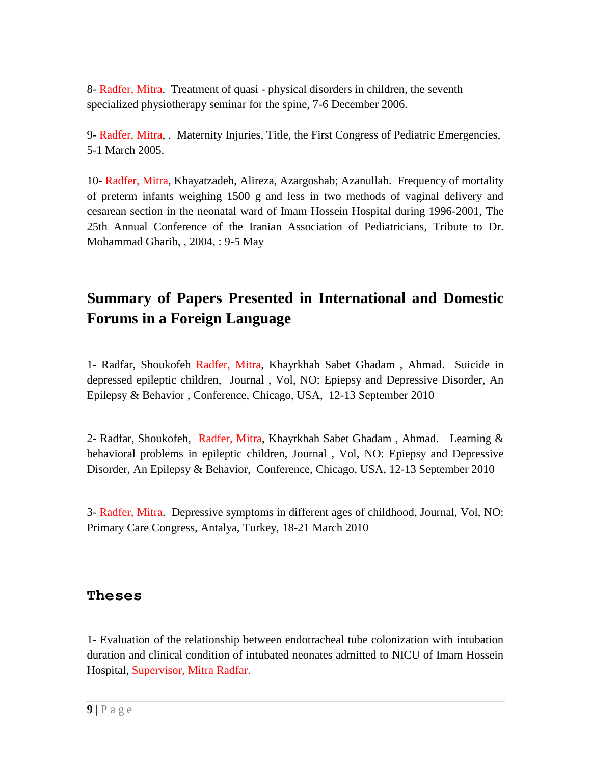8- Radfer, Mitra. Treatment of quasi - physical disorders in children, the seventh specialized physiotherapy seminar for the spine, 7-6 December 2006.

9- Radfer, Mitra, . Maternity Injuries, Title, the First Congress of Pediatric Emergencies, 5-1 March 2005.

10- Radfer, Mitra, Khayatzadeh, Alireza, Azargoshab; Azanullah. Frequency of mortality of preterm infants weighing 1500 g and less in two methods of vaginal delivery and cesarean section in the neonatal ward of Imam Hossein Hospital during 1996-2001, The 25th Annual Conference of the Iranian Association of Pediatricians, Tribute to Dr. Mohammad Gharib, , 2004, : 9-5 May

## Summary of Papers Presented in International and Domestic Forums in a Foreign Language

1- Radfar, Shoukofeh Radfer, Mitra, Khayrkhah Sabet Ghadam , Ahmad. Suicide in depressed epileptic children, Journal , Vol, NO: Epiepsy and Depressive Disorder, An Epilepsy & Behavior , Conference, Chicago, USA, 12-13 September 2010

2- Radfar, Shoukofeh, Radfer, Mitra, Khayrkhah Sabet Ghadam , Ahmad. Learning & behavioral problems in epileptic children, Journal , Vol, NO: Epiepsy and Depressive Disorder, An Epilepsy & Behavior, Conference, Chicago, USA, 12-13 September 2010

3- Radfer, Mitra. Depressive symptoms in different ages of childhood, Journal, Vol, NO: Primary Care Congress, Antalya, Turkey, 18-21 March 2010

## Theses

1- Evaluation of the relationship between endotracheal tube colonization with intubation duration and clinical condition of intubated neonates admitted to NICU of Imam Hossein Hospital, Supervisor, Mitra Radfar.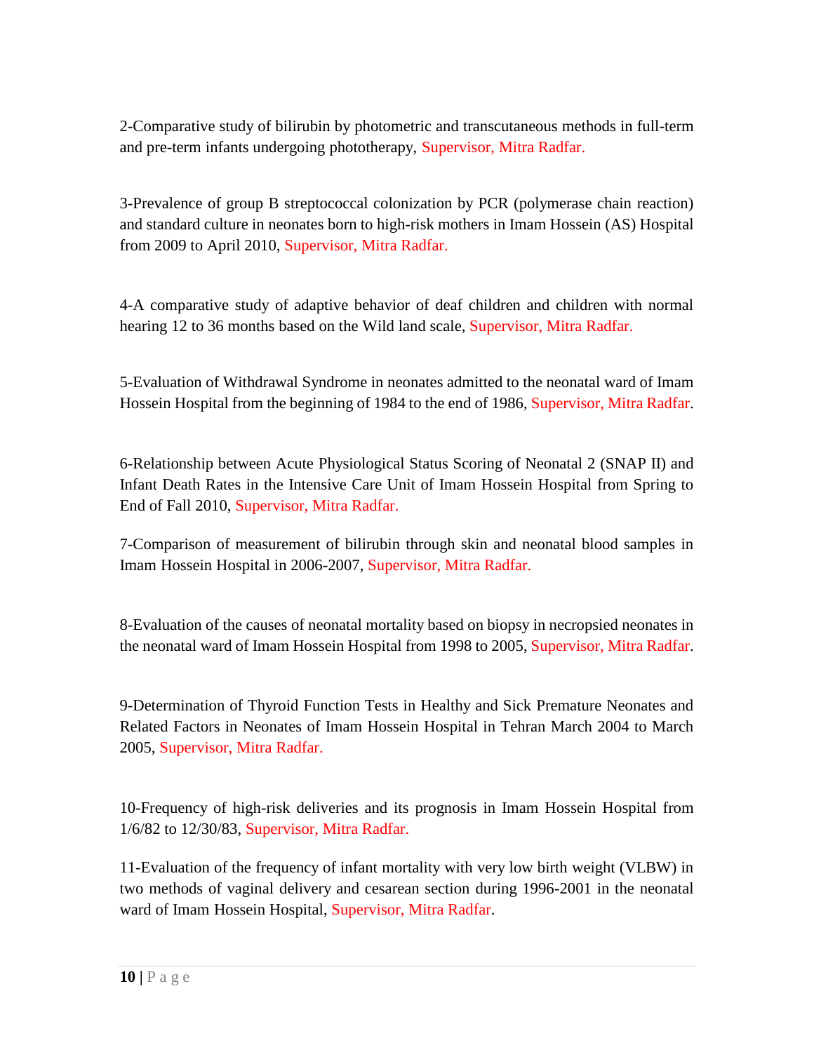2-Comparative study of bilirubin by photometric and transcutaneous methods in full-term and pre-term infants undergoing phototherapy, Supervisor, Mitra Radfar.

3-Prevalence of group B streptococcal colonization by PCR (polymerase chain reaction) and standard culture in neonates born to high-risk mothers in Imam Hossein (AS) Hospital from 2009 to April 2010, Supervisor, Mitra Radfar.

4-A comparative study of adaptive behavior of deaf children and children with normal hearing 12 to 36 months based on the Wild land scale, Supervisor, Mitra Radfar.

5-Evaluation of Withdrawal Syndrome in neonates admitted to the neonatal ward of Imam Hossein Hospital from the beginning of 1984 to the end of 1986, Supervisor, Mitra Radfar.

6-Relationship between Acute Physiological Status Scoring of Neonatal 2 (SNAP II) and Infant Death Rates in the Intensive Care Unit of Imam Hossein Hospital from Spring to End of Fall 2010, Supervisor, Mitra Radfar.

7-Comparison of measurement of bilirubin through skin and neonatal blood samples in Imam Hossein Hospital in 2006-2007, Supervisor, Mitra Radfar.

8-Evaluation of the causes of neonatal mortality based on biopsy in necropsied neonates in the neonatal ward of Imam Hossein Hospital from 1998 to 2005, Supervisor, Mitra Radfar.

9-Determination of Thyroid Function Tests in Healthy and Sick Premature Neonates and Related Factors in Neonates of Imam Hossein Hospital in Tehran March 2004 to March 2005, Supervisor, Mitra Radfar.

10-Frequency of high-risk deliveries and its prognosis in Imam Hossein Hospital from 1/6/82 to 12/30/83, Supervisor, Mitra Radfar.

11-Evaluation of the frequency of infant mortality with very low birth weight (VLBW) in two methods of vaginal delivery and cesarean section during 1996-2001 in the neonatal ward of Imam Hossein Hospital, Supervisor, Mitra Radfar.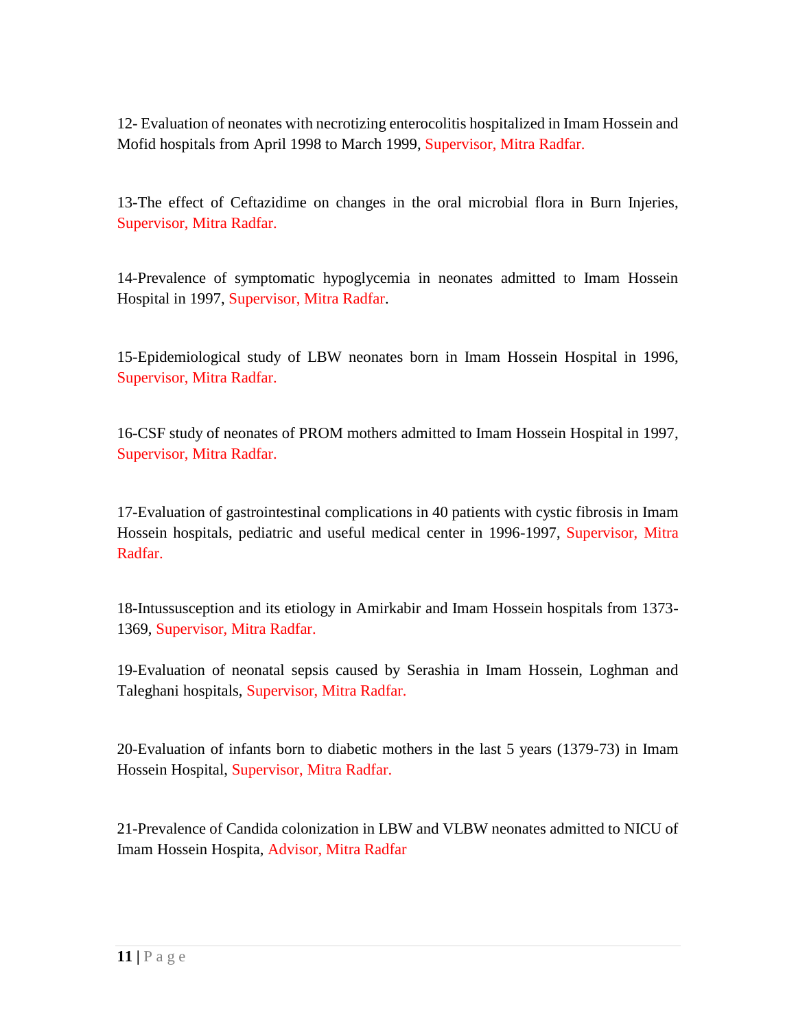12- Evaluation of neonates with necrotizing enterocolitis hospitalized in Imam Hossein and Mofid hospitals from April 1998 to March 1999, Supervisor, Mitra Radfar.

13-The effect of Ceftazidime on changes in the oral microbial flora in Burn Injeries, Supervisor, Mitra Radfar.

14-Prevalence of symptomatic hypoglycemia in neonates admitted to Imam Hossein Hospital in 1997, Supervisor, Mitra Radfar.

15-Epidemiological study of LBW neonates born in Imam Hossein Hospital in 1996, Supervisor, Mitra Radfar.

16-CSF study of neonates of PROM mothers admitted to Imam Hossein Hospital in 1997, Supervisor, Mitra Radfar.

17-Evaluation of gastrointestinal complications in 40 patients with cystic fibrosis in Imam Hossein hospitals, pediatric and useful medical center in 1996-1997, Supervisor, Mitra Radfar.

18-Intussusception and its etiology in Amirkabir and Imam Hossein hospitals from 1373-1369, Supervisor, Mitra Radfar.

19-Evaluation of neonatal sepsis caused by Serashia in Imam Hossein, Loghman and Taleghani hospitals, Supervisor, Mitra Radfar.

20-Evaluation of infants born to diabetic mothers in the last 5 years (1379-73) in Imam Hossein Hospital, Supervisor, Mitra Radfar.

21-Prevalence of Candida colonization in LBW and VLBW neonates admitted to NICU of Imam Hossein Hospita, Advisor, Mitra Radfar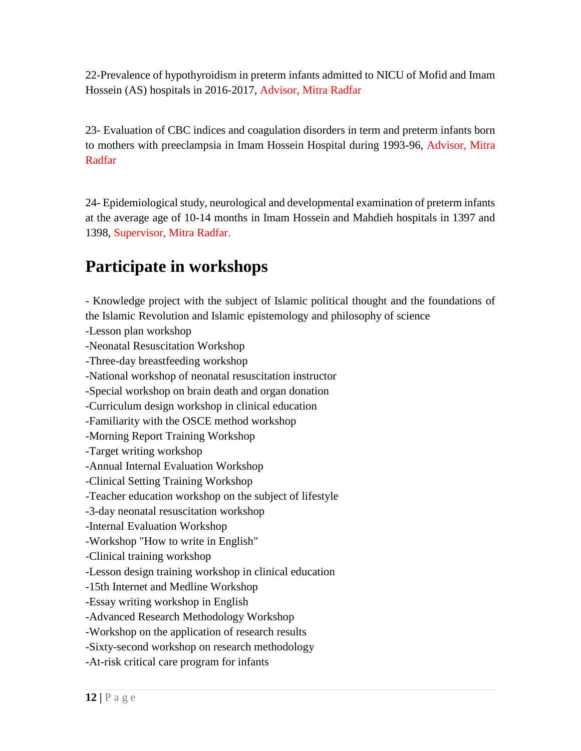22-Prevalence of hypothyroidism in preterm infants admitted to NICU of Mofid and Imam Hossein (AS) hospitals in 2016-2017, Advisor, Mitra Radfar

23- Evaluation of CBC indices and coagulation disorders in term and preterm infants born to mothers with preeclampsia in Imam Hossein Hospital during 1993-96, Advisor, Mitra Radfar

24- Epidemiological study, neurological and developmental examination of preterm infants at the average age of 10-14 months in Imam Hossein and Mahdieh hospitals in 1397 and 1398, Supervisor, Mitra Radfar.

## Participate in workshops

- Knowledge project with the subject of Islamic political thought and the foundations of the Islamic Revolution and Islamic epistemology and philosophy of science
-Lesson plan workshop
-Neonatal Resuscitation Workshop
-Three-day breastfeeding workshop
-National workshop of neonatal resuscitation instructor
-Special workshop on brain death and organ donation
-Curriculum design workshop in clinical education
-Familiarity with the OSCE method workshop
-Morning Report Training Workshop
-Target writing workshop
-Annual Internal Evaluation Workshop
-Clinical Setting Training Workshop
-Teacher education workshop on the subject of lifestyle
-3-day neonatal resuscitation workshop
-Internal Evaluation Workshop
-Workshop "How to write in English"
-Clinical training workshop
-Lesson design training workshop in clinical education
-15th Internet and Medline Workshop
-Essay writing workshop in English
-Advanced Research Methodology Workshop
-Workshop on the application of research results
-Sixty-second workshop on research methodology
-At-risk critical care program for infants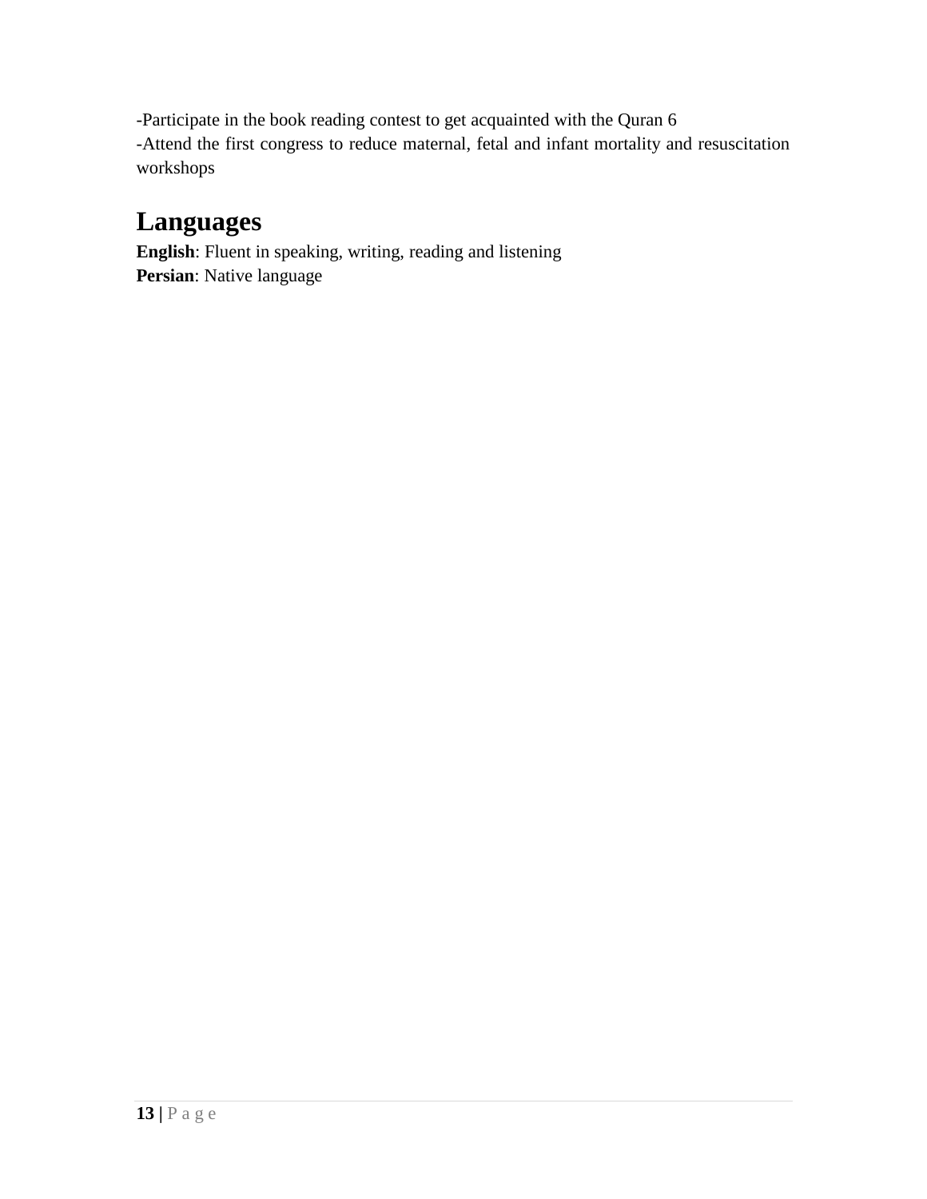-Participate in the book reading contest to get acquainted with the Quran 6
-Attend the first congress to reduce maternal, fetal and infant mortality and resuscitation workshops

## Languages

**English**: Fluent in speaking, writing, reading and listening
**Persian**: Native language